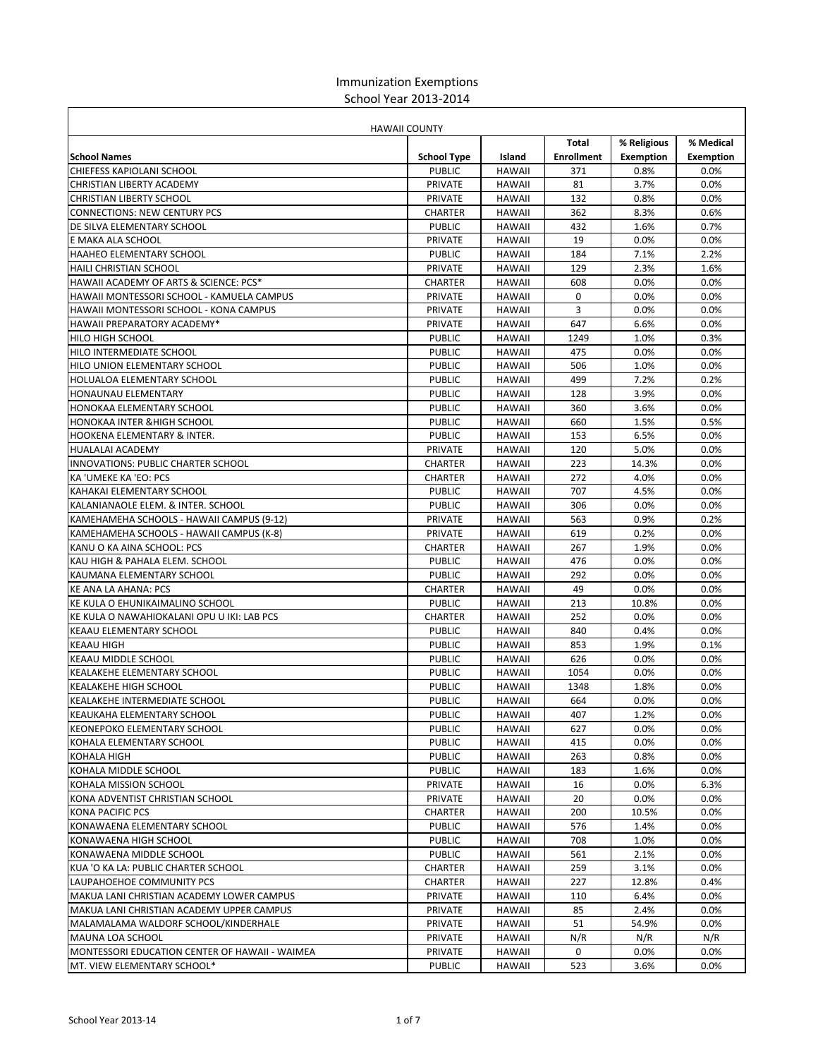# Immunization Exemptions
## School Year 2013-2014

| HAWAII COUNTY | | | | | |
|---|---|---|---|---|---|
| **School Names** | **School Type** | **Island** | **Total Enrollment** | **% Religious Exemption** | **% Medical Exemption** |
| CHIEFESS KAPIOLANI SCHOOL | PUBLIC | HAWAII | 371 | 0.8% | 0.0% |
| CHRISTIAN LIBERTY ACADEMY | PRIVATE | HAWAII | 81 | 3.7% | 0.0% |
| CHRISTIAN LIBERTY SCHOOL | PRIVATE | HAWAII | 132 | 0.8% | 0.0% |
| CONNECTIONS: NEW CENTURY PCS | CHARTER | HAWAII | 362 | 8.3% | 0.6% |
| DE SILVA ELEMENTARY SCHOOL | PUBLIC | HAWAII | 432 | 1.6% | 0.7% |
| E MAKA ALA SCHOOL | PRIVATE | HAWAII | 19 | 0.0% | 0.0% |
| HAAHEO ELEMENTARY SCHOOL | PUBLIC | HAWAII | 184 | 7.1% | 2.2% |
| HAILI CHRISTIAN SCHOOL | PRIVATE | HAWAII | 129 | 2.3% | 1.6% |
| HAWAII ACADEMY OF ARTS & SCIENCE: PCS* | CHARTER | HAWAII | 608 | 0.0% | 0.0% |
| HAWAII MONTESSORI SCHOOL - KAMUELA CAMPUS | PRIVATE | HAWAII | 0 | 0.0% | 0.0% |
| HAWAII MONTESSORI SCHOOL - KONA CAMPUS | PRIVATE | HAWAII | 3 | 0.0% | 0.0% |
| HAWAII PREPARATORY ACADEMY* | PRIVATE | HAWAII | 647 | 6.6% | 0.0% |
| HILO HIGH SCHOOL | PUBLIC | HAWAII | 1249 | 1.0% | 0.3% |
| HILO INTERMEDIATE SCHOOL | PUBLIC | HAWAII | 475 | 0.0% | 0.0% |
| HILO UNION ELEMENTARY SCHOOL | PUBLIC | HAWAII | 506 | 1.0% | 0.0% |
| HOLUALOA ELEMENTARY SCHOOL | PUBLIC | HAWAII | 499 | 7.2% | 0.2% |
| HONAUNAU ELEMENTARY | PUBLIC | HAWAII | 128 | 3.9% | 0.0% |
| HONOKAA ELEMENTARY SCHOOL | PUBLIC | HAWAII | 360 | 3.6% | 0.0% |
| HONOKAA INTER &HIGH SCHOOL | PUBLIC | HAWAII | 660 | 1.5% | 0.5% |
| HOOKENA ELEMENTARY & INTER. | PUBLIC | HAWAII | 153 | 6.5% | 0.0% |
| HUALALAI ACADEMY | PRIVATE | HAWAII | 120 | 5.0% | 0.0% |
| INNOVATIONS: PUBLIC CHARTER SCHOOL | CHARTER | HAWAII | 223 | 14.3% | 0.0% |
| KA 'UMEKE KA 'EO: PCS | CHARTER | HAWAII | 272 | 4.0% | 0.0% |
| KAHAKAI ELEMENTARY SCHOOL | PUBLIC | HAWAII | 707 | 4.5% | 0.0% |
| KALANIANAOLE ELEM. & INTER. SCHOOL | PUBLIC | HAWAII | 306 | 0.0% | 0.0% |
| KAMEHAMEHA SCHOOLS - HAWAII CAMPUS (9-12) | PRIVATE | HAWAII | 563 | 0.9% | 0.2% |
| KAMEHAMEHA SCHOOLS - HAWAII CAMPUS (K-8) | PRIVATE | HAWAII | 619 | 0.2% | 0.0% |
| KANU O KA AINA SCHOOL: PCS | CHARTER | HAWAII | 267 | 1.9% | 0.0% |
| KAU HIGH & PAHALA ELEM. SCHOOL | PUBLIC | HAWAII | 476 | 0.0% | 0.0% |
| KAUMANA ELEMENTARY SCHOOL | PUBLIC | HAWAII | 292 | 0.0% | 0.0% |
| KE ANA LA AHANA: PCS | CHARTER | HAWAII | 49 | 0.0% | 0.0% |
| KE KULA O EHUNIKAIMALINO SCHOOL | PUBLIC | HAWAII | 213 | 10.8% | 0.0% |
| KE KULA O NAWAHIOKALANI OPU U IKI: LAB PCS | CHARTER | HAWAII | 252 | 0.0% | 0.0% |
| KEAAU ELEMENTARY SCHOOL | PUBLIC | HAWAII | 840 | 0.4% | 0.0% |
| KEAAU HIGH | PUBLIC | HAWAII | 853 | 1.9% | 0.1% |
| KEAAU MIDDLE SCHOOL | PUBLIC | HAWAII | 626 | 0.0% | 0.0% |
| KEALAKEHE ELEMENTARY SCHOOL | PUBLIC | HAWAII | 1054 | 0.0% | 0.0% |
| KEALAKEHE HIGH SCHOOL | PUBLIC | HAWAII | 1348 | 1.8% | 0.0% |
| KEALAKEHE INTERMEDIATE SCHOOL | PUBLIC | HAWAII | 664 | 0.0% | 0.0% |
| KEAUKAHA ELEMENTARY SCHOOL | PUBLIC | HAWAII | 407 | 1.2% | 0.0% |
| KEONEPOKO ELEMENTARY SCHOOL | PUBLIC | HAWAII | 627 | 0.0% | 0.0% |
| KOHALA ELEMENTARY SCHOOL | PUBLIC | HAWAII | 415 | 0.0% | 0.0% |
| KOHALA HIGH | PUBLIC | HAWAII | 263 | 0.8% | 0.0% |
| KOHALA MIDDLE SCHOOL | PUBLIC | HAWAII | 183 | 1.6% | 0.0% |
| KOHALA MISSION SCHOOL | PRIVATE | HAWAII | 16 | 0.0% | 6.3% |
| KONA ADVENTIST CHRISTIAN SCHOOL | PRIVATE | HAWAII | 20 | 0.0% | 0.0% |
| KONA PACIFIC PCS | CHARTER | HAWAII | 200 | 10.5% | 0.0% |
| KONAWAENA ELEMENTARY SCHOOL | PUBLIC | HAWAII | 576 | 1.4% | 0.0% |
| KONAWAENA HIGH SCHOOL | PUBLIC | HAWAII | 708 | 1.0% | 0.0% |
| KONAWAENA MIDDLE SCHOOL | PUBLIC | HAWAII | 561 | 2.1% | 0.0% |
| KUA 'O KA LA: PUBLIC CHARTER SCHOOL | CHARTER | HAWAII | 259 | 3.1% | 0.0% |
| LAUPAHOEHOE COMMUNITY PCS | CHARTER | HAWAII | 227 | 12.8% | 0.4% |
| MAKUA LANI CHRISTIAN ACADEMY LOWER CAMPUS | PRIVATE | HAWAII | 110 | 6.4% | 0.0% |
| MAKUA LANI CHRISTIAN ACADEMY UPPER CAMPUS | PRIVATE | HAWAII | 85 | 2.4% | 0.0% |
| MALAMALAMA WALDORF SCHOOL/KINDERHALE | PRIVATE | HAWAII | 51 | 54.9% | 0.0% |
| MAUNA LOA SCHOOL | PRIVATE | HAWAII | N/R | N/R | N/R |
| MONTESSORI EDUCATION CENTER OF HAWAII - WAIMEA | PRIVATE | HAWAII | 0 | 0.0% | 0.0% |
| MT. VIEW ELEMENTARY SCHOOL* | PUBLIC | HAWAII | 523 | 3.6% | 0.0% |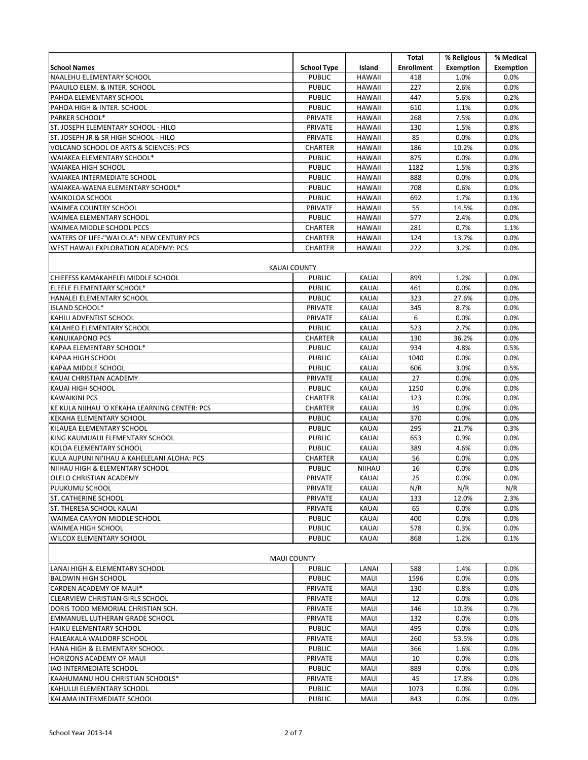| School Names | School Type | Island | Total Enrollment | % Religious Exemption | % Medical Exemption |
|---|---|---|---|---|---|
| NAALEHU ELEMENTARY SCHOOL | PUBLIC | HAWAII | 418 | 1.0% | 0.0% |
| PAAUILO ELEM. & INTER. SCHOOL | PUBLIC | HAWAII | 227 | 2.6% | 0.0% |
| PAHOA ELEMENTARY SCHOOL | PUBLIC | HAWAII | 447 | 5.6% | 0.2% |
| PAHOA HIGH & INTER. SCHOOL | PUBLIC | HAWAII | 610 | 1.1% | 0.0% |
| PARKER SCHOOL* | PRIVATE | HAWAII | 268 | 7.5% | 0.0% |
| ST. JOSEPH ELEMENTARY SCHOOL - HILO | PRIVATE | HAWAII | 130 | 1.5% | 0.8% |
| ST. JOSEPH JR & SR HIGH SCHOOL - HILO | PRIVATE | HAWAII | 85 | 0.0% | 0.0% |
| VOLCANO SCHOOL OF ARTS & SCIENCES: PCS | CHARTER | HAWAII | 186 | 10.2% | 0.0% |
| WAIAKEA ELEMENTARY SCHOOL* | PUBLIC | HAWAII | 875 | 0.0% | 0.0% |
| WAIAKEA HIGH SCHOOL | PUBLIC | HAWAII | 1182 | 1.5% | 0.3% |
| WAIAKEA INTERMEDIATE SCHOOL | PUBLIC | HAWAII | 888 | 0.0% | 0.0% |
| WAIAKEA-WAENA ELEMENTARY SCHOOL* | PUBLIC | HAWAII | 708 | 0.6% | 0.0% |
| WAIKOLOA SCHOOL | PUBLIC | HAWAII | 692 | 1.7% | 0.1% |
| WAIMEA COUNTRY SCHOOL | PRIVATE | HAWAII | 55 | 14.5% | 0.0% |
| WAIMEA ELEMENTARY SCHOOL | PUBLIC | HAWAII | 577 | 2.4% | 0.0% |
| WAIMEA MIDDLE SCHOOL PCCS | CHARTER | HAWAII | 281 | 0.7% | 1.1% |
| WATERS OF LIFE-"WAI OLA": NEW CENTURY PCS | CHARTER | HAWAII | 124 | 13.7% | 0.0% |
| WEST HAWAII EXPLORATION ACADEMY: PCS | CHARTER | HAWAII | 222 | 3.2% | 0.0% |
| KAUAI COUNTY | | | | | |
| CHIEFESS KAMAKAHELEI MIDDLE SCHOOL | PUBLIC | KAUAI | 899 | 1.2% | 0.0% |
| ELEELE ELEMENTARY SCHOOL* | PUBLIC | KAUAI | 461 | 0.0% | 0.0% |
| HANALEI ELEMENTARY SCHOOL | PUBLIC | KAUAI | 323 | 27.6% | 0.0% |
| ISLAND SCHOOL* | PRIVATE | KAUAI | 345 | 8.7% | 0.0% |
| KAHILI ADVENTIST SCHOOL | PRIVATE | KAUAI | 6 | 0.0% | 0.0% |
| KALAHEO ELEMENTARY SCHOOL | PUBLIC | KAUAI | 523 | 2.7% | 0.0% |
| KANUIKAPONO PCS | CHARTER | KAUAI | 130 | 36.2% | 0.0% |
| KAPAA ELEMENTARY SCHOOL* | PUBLIC | KAUAI | 934 | 4.8% | 0.5% |
| KAPAA HIGH SCHOOL | PUBLIC | KAUAI | 1040 | 0.0% | 0.0% |
| KAPAA MIDDLE SCHOOL | PUBLIC | KAUAI | 606 | 3.0% | 0.5% |
| KAUAI CHRISTIAN ACADEMY | PRIVATE | KAUAI | 27 | 0.0% | 0.0% |
| KAUAI HIGH SCHOOL | PUBLIC | KAUAI | 1250 | 0.0% | 0.0% |
| KAWAIKINI PCS | CHARTER | KAUAI | 123 | 0.0% | 0.0% |
| KE KULA NIIHAU 'O KEKAHA LEARNING CENTER: PCS | CHARTER | KAUAI | 39 | 0.0% | 0.0% |
| KEKAHA ELEMENTARY SCHOOL | PUBLIC | KAUAI | 370 | 0.0% | 0.0% |
| KILAUEA ELEMENTARY SCHOOL | PUBLIC | KAUAI | 295 | 21.7% | 0.3% |
| KING KAUMUALII ELEMENTARY SCHOOL | PUBLIC | KAUAI | 653 | 0.9% | 0.0% |
| KOLOA ELEMENTARY SCHOOL | PUBLIC | KAUAI | 389 | 4.6% | 0.0% |
| KULA AUPUNI NI'IHAU A KAHELELANI ALOHA: PCS | CHARTER | KAUAI | 56 | 0.0% | 0.0% |
| NIIHAU HIGH & ELEMENTARY SCHOOL | PUBLIC | NIIHAU | 16 | 0.0% | 0.0% |
| OLELO CHRISTIAN ACADEMY | PRIVATE | KAUAI | 25 | 0.0% | 0.0% |
| PUUKUMU SCHOOL | PRIVATE | KAUAI | N/R | N/R | N/R |
| ST. CATHERINE SCHOOL | PRIVATE | KAUAI | 133 | 12.0% | 2.3% |
| ST. THERESA SCHOOL KAUAI | PRIVATE | KAUAI | 65 | 0.0% | 0.0% |
| WAIMEA CANYON MIDDLE SCHOOL | PUBLIC | KAUAI | 400 | 0.0% | 0.0% |
| WAIMEA HIGH SCHOOL | PUBLIC | KAUAI | 578 | 0.3% | 0.0% |
| WILCOX ELEMENTARY SCHOOL | PUBLIC | KAUAI | 868 | 1.2% | 0.1% |
| MAUI COUNTY | | | | | |
| LANAI HIGH & ELEMENTARY SCHOOL | PUBLIC | LANAI | 588 | 1.4% | 0.0% |
| BALDWIN HIGH SCHOOL | PUBLIC | MAUI | 1596 | 0.0% | 0.0% |
| CARDEN ACADEMY OF MAUI* | PRIVATE | MAUI | 130 | 0.8% | 0.0% |
| CLEARVIEW CHRISTIAN GIRLS SCHOOL | PRIVATE | MAUI | 12 | 0.0% | 0.0% |
| DORIS TODD MEMORIAL CHRISTIAN SCH. | PRIVATE | MAUI | 146 | 10.3% | 0.7% |
| EMMANUEL LUTHERAN GRADE SCHOOL | PRIVATE | MAUI | 132 | 0.0% | 0.0% |
| HAIKU ELEMENTARY SCHOOL | PUBLIC | MAUI | 495 | 0.0% | 0.0% |
| HALEAKALA WALDORF SCHOOL | PRIVATE | MAUI | 260 | 53.5% | 0.0% |
| HANA HIGH & ELEMENTARY SCHOOL | PUBLIC | MAUI | 366 | 1.6% | 0.0% |
| HORIZONS ACADEMY OF MAUI | PRIVATE | MAUI | 10 | 0.0% | 0.0% |
| IAO INTERMEDIATE SCHOOL | PUBLIC | MAUI | 889 | 0.0% | 0.0% |
| KAAHUMANU HOU CHRISTIAN SCHOOLS* | PRIVATE | MAUI | 45 | 17.8% | 0.0% |
| KAHULUI ELEMENTARY SCHOOL | PUBLIC | MAUI | 1073 | 0.0% | 0.0% |
| KALAMA INTERMEDIATE SCHOOL | PUBLIC | MAUI | 843 | 0.0% | 0.0% |

School Year 2013-14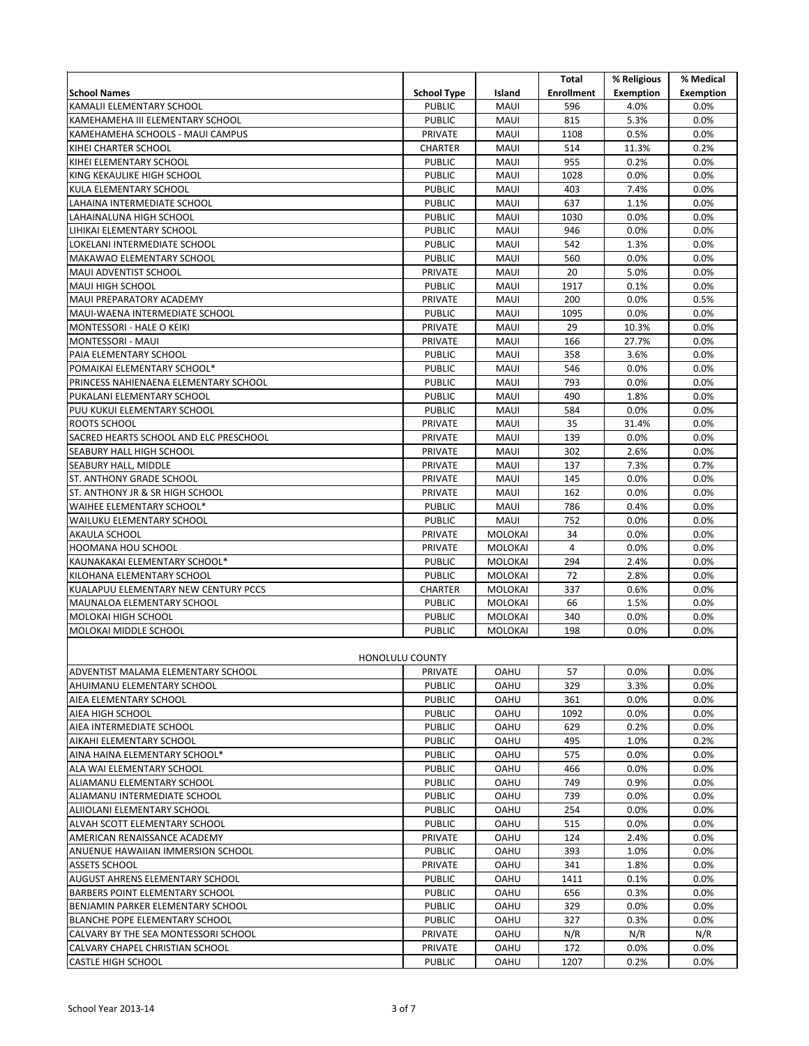| School Names | School Type | Island | Total Enrollment | % Religious Exemption | % Medical Exemption |
|---|---|---|---|---|---|
| KAMALII ELEMENTARY SCHOOL | PUBLIC | MAUI | 596 | 4.0% | 0.0% |
| KAMEHAMEHA III ELEMENTARY SCHOOL | PUBLIC | MAUI | 815 | 5.3% | 0.0% |
| KAMEHAMEHA SCHOOLS - MAUI CAMPUS | PRIVATE | MAUI | 1108 | 0.5% | 0.0% |
| KIHEI CHARTER SCHOOL | CHARTER | MAUI | 514 | 11.3% | 0.2% |
| KIHEI ELEMENTARY SCHOOL | PUBLIC | MAUI | 955 | 0.2% | 0.0% |
| KING KEKAULIKE HIGH SCHOOL | PUBLIC | MAUI | 1028 | 0.0% | 0.0% |
| KULA ELEMENTARY SCHOOL | PUBLIC | MAUI | 403 | 7.4% | 0.0% |
| LAHAINA INTERMEDIATE SCHOOL | PUBLIC | MAUI | 637 | 1.1% | 0.0% |
| LAHAINALUNA HIGH SCHOOL | PUBLIC | MAUI | 1030 | 0.0% | 0.0% |
| LIHIKAI ELEMENTARY SCHOOL | PUBLIC | MAUI | 946 | 0.0% | 0.0% |
| LOKELANI INTERMEDIATE SCHOOL | PUBLIC | MAUI | 542 | 1.3% | 0.0% |
| MAKAWAO ELEMENTARY SCHOOL | PUBLIC | MAUI | 560 | 0.0% | 0.0% |
| MAUI ADVENTIST SCHOOL | PRIVATE | MAUI | 20 | 5.0% | 0.0% |
| MAUI HIGH SCHOOL | PUBLIC | MAUI | 1917 | 0.1% | 0.0% |
| MAUI PREPARATORY ACADEMY | PRIVATE | MAUI | 200 | 0.0% | 0.5% |
| MAUI-WAENA INTERMEDIATE SCHOOL | PUBLIC | MAUI | 1095 | 0.0% | 0.0% |
| MONTESSORI - HALE O KEIKI | PRIVATE | MAUI | 29 | 10.3% | 0.0% |
| MONTESSORI - MAUI | PRIVATE | MAUI | 166 | 27.7% | 0.0% |
| PAIA ELEMENTARY SCHOOL | PUBLIC | MAUI | 358 | 3.6% | 0.0% |
| POMAIKAI ELEMENTARY SCHOOL* | PUBLIC | MAUI | 546 | 0.0% | 0.0% |
| PRINCESS NAHIENAENA ELEMENTARY SCHOOL | PUBLIC | MAUI | 793 | 0.0% | 0.0% |
| PUKALANI ELEMENTARY SCHOOL | PUBLIC | MAUI | 490 | 1.8% | 0.0% |
| PUU KUKUI ELEMENTARY SCHOOL | PUBLIC | MAUI | 584 | 0.0% | 0.0% |
| ROOTS SCHOOL | PRIVATE | MAUI | 35 | 31.4% | 0.0% |
| SACRED HEARTS SCHOOL AND ELC PRESCHOOL | PRIVATE | MAUI | 139 | 0.0% | 0.0% |
| SEABURY HALL HIGH SCHOOL | PRIVATE | MAUI | 302 | 2.6% | 0.0% |
| SEABURY HALL, MIDDLE | PRIVATE | MAUI | 137 | 7.3% | 0.7% |
| ST. ANTHONY GRADE SCHOOL | PRIVATE | MAUI | 145 | 0.0% | 0.0% |
| ST. ANTHONY JR & SR HIGH SCHOOL | PRIVATE | MAUI | 162 | 0.0% | 0.0% |
| WAIHEE ELEMENTARY SCHOOL* | PUBLIC | MAUI | 786 | 0.4% | 0.0% |
| WAILUKU ELEMENTARY SCHOOL | PUBLIC | MAUI | 752 | 0.0% | 0.0% |
| AKAULA SCHOOL | PRIVATE | MOLOKAI | 34 | 0.0% | 0.0% |
| HOOMANA HOU SCHOOL | PRIVATE | MOLOKAI | 4 | 0.0% | 0.0% |
| KAUNAKAKAI ELEMENTARY SCHOOL* | PUBLIC | MOLOKAI | 294 | 2.4% | 0.0% |
| KILOHANA ELEMENTARY SCHOOL | PUBLIC | MOLOKAI | 72 | 2.8% | 0.0% |
| KUALAPUU ELEMENTARY NEW CENTURY PCCS | CHARTER | MOLOKAI | 337 | 0.6% | 0.0% |
| MAUNALOA ELEMENTARY SCHOOL | PUBLIC | MOLOKAI | 66 | 1.5% | 0.0% |
| MOLOKAI HIGH SCHOOL | PUBLIC | MOLOKAI | 340 | 0.0% | 0.0% |
| MOLOKAI MIDDLE SCHOOL | PUBLIC | MOLOKAI | 198 | 0.0% | 0.0% |
| HONOLULU COUNTY | | | | | |
| ADVENTIST MALAMA ELEMENTARY SCHOOL | PRIVATE | OAHU | 57 | 0.0% | 0.0% |
| AHUIMANU ELEMENTARY SCHOOL | PUBLIC | OAHU | 329 | 3.3% | 0.0% |
| AIEA ELEMENTARY SCHOOL | PUBLIC | OAHU | 361 | 0.0% | 0.0% |
| AIEA HIGH SCHOOL | PUBLIC | OAHU | 1092 | 0.0% | 0.0% |
| AIEA INTERMEDIATE SCHOOL | PUBLIC | OAHU | 629 | 0.2% | 0.0% |
| AIKAHI ELEMENTARY SCHOOL | PUBLIC | OAHU | 495 | 1.0% | 0.2% |
| AINA HAINA ELEMENTARY SCHOOL* | PUBLIC | OAHU | 575 | 0.0% | 0.0% |
| ALA WAI ELEMENTARY SCHOOL | PUBLIC | OAHU | 466 | 0.0% | 0.0% |
| ALIAMANU ELEMENTARY SCHOOL | PUBLIC | OAHU | 749 | 0.9% | 0.0% |
| ALIAMANU INTERMEDIATE SCHOOL | PUBLIC | OAHU | 739 | 0.0% | 0.0% |
| ALIIOLANI ELEMENTARY SCHOOL | PUBLIC | OAHU | 254 | 0.0% | 0.0% |
| ALVAH SCOTT ELEMENTARY SCHOOL | PUBLIC | OAHU | 515 | 0.0% | 0.0% |
| AMERICAN RENAISSANCE ACADEMY | PRIVATE | OAHU | 124 | 2.4% | 0.0% |
| ANUENUE HAWAIIAN IMMERSION SCHOOL | PUBLIC | OAHU | 393 | 1.0% | 0.0% |
| ASSETS SCHOOL | PRIVATE | OAHU | 341 | 1.8% | 0.0% |
| AUGUST AHRENS ELEMENTARY SCHOOL | PUBLIC | OAHU | 1411 | 0.1% | 0.0% |
| BARBERS POINT ELEMENTARY SCHOOL | PUBLIC | OAHU | 656 | 0.3% | 0.0% |
| BENJAMIN PARKER ELEMENTARY SCHOOL | PUBLIC | OAHU | 329 | 0.0% | 0.0% |
| BLANCHE POPE ELEMENTARY SCHOOL | PUBLIC | OAHU | 327 | 0.3% | 0.0% |
| CALVARY BY THE SEA MONTESSORI SCHOOL | PRIVATE | OAHU | N/R | N/R | N/R |
| CALVARY CHAPEL CHRISTIAN SCHOOL | PRIVATE | OAHU | 172 | 0.0% | 0.0% |
| CASTLE HIGH SCHOOL | PUBLIC | OAHU | 1207 | 0.2% | 0.0% |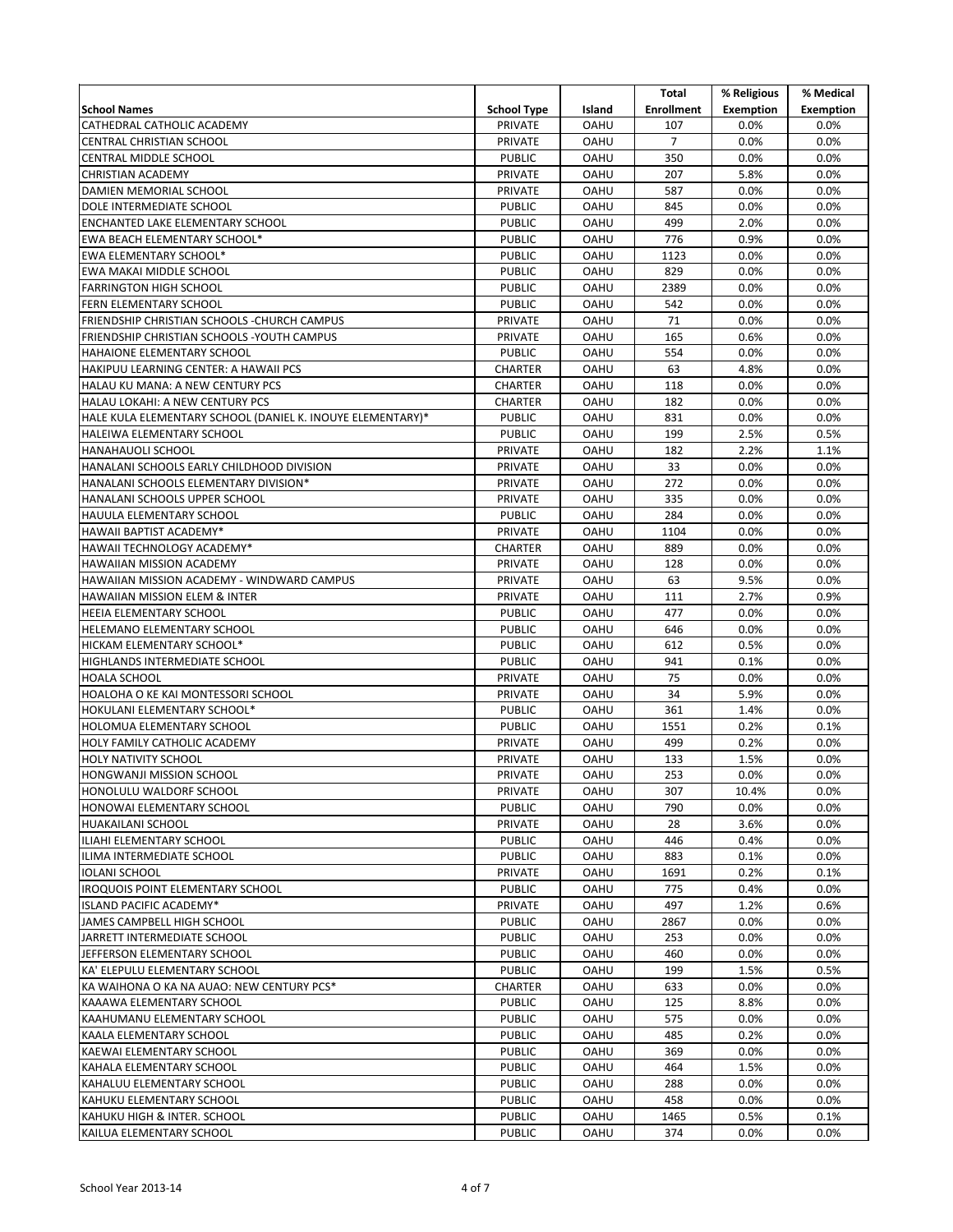| School Names | School Type | Island | Total Enrollment | % Religious Exemption | % Medical Exemption |
|---|---|---|---|---|---|
| CATHEDRAL CATHOLIC ACADEMY | PRIVATE | OAHU | 107 | 0.0% | 0.0% |
| CENTRAL CHRISTIAN SCHOOL | PRIVATE | OAHU | 7 | 0.0% | 0.0% |
| CENTRAL MIDDLE SCHOOL | PUBLIC | OAHU | 350 | 0.0% | 0.0% |
| CHRISTIAN ACADEMY | PRIVATE | OAHU | 207 | 5.8% | 0.0% |
| DAMIEN MEMORIAL SCHOOL | PRIVATE | OAHU | 587 | 0.0% | 0.0% |
| DOLE INTERMEDIATE SCHOOL | PUBLIC | OAHU | 845 | 0.0% | 0.0% |
| ENCHANTED LAKE ELEMENTARY SCHOOL | PUBLIC | OAHU | 499 | 2.0% | 0.0% |
| EWA BEACH ELEMENTARY SCHOOL* | PUBLIC | OAHU | 776 | 0.9% | 0.0% |
| EWA ELEMENTARY SCHOOL* | PUBLIC | OAHU | 1123 | 0.0% | 0.0% |
| EWA MAKAI MIDDLE SCHOOL | PUBLIC | OAHU | 829 | 0.0% | 0.0% |
| FARRINGTON HIGH SCHOOL | PUBLIC | OAHU | 2389 | 0.0% | 0.0% |
| FERN ELEMENTARY SCHOOL | PUBLIC | OAHU | 542 | 0.0% | 0.0% |
| FRIENDSHIP CHRISTIAN SCHOOLS -CHURCH CAMPUS | PRIVATE | OAHU | 71 | 0.0% | 0.0% |
| FRIENDSHIP CHRISTIAN SCHOOLS -YOUTH CAMPUS | PRIVATE | OAHU | 165 | 0.6% | 0.0% |
| HAHAIONE ELEMENTARY SCHOOL | PUBLIC | OAHU | 554 | 0.0% | 0.0% |
| HAKIPUU LEARNING CENTER: A HAWAII PCS | CHARTER | OAHU | 63 | 4.8% | 0.0% |
| HALAU KU MANA: A NEW CENTURY PCS | CHARTER | OAHU | 118 | 0.0% | 0.0% |
| HALAU LOKAHI: A NEW CENTURY PCS | CHARTER | OAHU | 182 | 0.0% | 0.0% |
| HALE KULA ELEMENTARY SCHOOL (DANIEL K. INOUYE ELEMENTARY)* | PUBLIC | OAHU | 831 | 0.0% | 0.0% |
| HALEIWA ELEMENTARY SCHOOL | PUBLIC | OAHU | 199 | 2.5% | 0.5% |
| HANAHAUOLI SCHOOL | PRIVATE | OAHU | 182 | 2.2% | 1.1% |
| HANALANI SCHOOLS EARLY CHILDHOOD DIVISION | PRIVATE | OAHU | 33 | 0.0% | 0.0% |
| HANALANI SCHOOLS ELEMENTARY DIVISION* | PRIVATE | OAHU | 272 | 0.0% | 0.0% |
| HANALANI SCHOOLS UPPER SCHOOL | PRIVATE | OAHU | 335 | 0.0% | 0.0% |
| HAUULA ELEMENTARY SCHOOL | PUBLIC | OAHU | 284 | 0.0% | 0.0% |
| HAWAII BAPTIST ACADEMY* | PRIVATE | OAHU | 1104 | 0.0% | 0.0% |
| HAWAII TECHNOLOGY ACADEMY* | CHARTER | OAHU | 889 | 0.0% | 0.0% |
| HAWAIIAN MISSION ACADEMY | PRIVATE | OAHU | 128 | 0.0% | 0.0% |
| HAWAIIAN MISSION ACADEMY - WINDWARD CAMPUS | PRIVATE | OAHU | 63 | 9.5% | 0.0% |
| HAWAIIAN MISSION ELEM & INTER | PRIVATE | OAHU | 111 | 2.7% | 0.9% |
| HEEIA ELEMENTARY SCHOOL | PUBLIC | OAHU | 477 | 0.0% | 0.0% |
| HELEMANO ELEMENTARY SCHOOL | PUBLIC | OAHU | 646 | 0.0% | 0.0% |
| HICKAM ELEMENTARY SCHOOL* | PUBLIC | OAHU | 612 | 0.5% | 0.0% |
| HIGHLANDS INTERMEDIATE SCHOOL | PUBLIC | OAHU | 941 | 0.1% | 0.0% |
| HOALA SCHOOL | PRIVATE | OAHU | 75 | 0.0% | 0.0% |
| HOALOHA O KE KAI MONTESSORI SCHOOL | PRIVATE | OAHU | 34 | 5.9% | 0.0% |
| HOKULANI ELEMENTARY SCHOOL* | PUBLIC | OAHU | 361 | 1.4% | 0.0% |
| HOLOMUA ELEMENTARY SCHOOL | PUBLIC | OAHU | 1551 | 0.2% | 0.1% |
| HOLY FAMILY CATHOLIC ACADEMY | PRIVATE | OAHU | 499 | 0.2% | 0.0% |
| HOLY NATIVITY SCHOOL | PRIVATE | OAHU | 133 | 1.5% | 0.0% |
| HONGWANJI MISSION SCHOOL | PRIVATE | OAHU | 253 | 0.0% | 0.0% |
| HONOLULU WALDORF SCHOOL | PRIVATE | OAHU | 307 | 10.4% | 0.0% |
| HONOWAI ELEMENTARY SCHOOL | PUBLIC | OAHU | 790 | 0.0% | 0.0% |
| HUAKAILANI SCHOOL | PRIVATE | OAHU | 28 | 3.6% | 0.0% |
| ILIAHI ELEMENTARY SCHOOL | PUBLIC | OAHU | 446 | 0.4% | 0.0% |
| ILIMA INTERMEDIATE SCHOOL | PUBLIC | OAHU | 883 | 0.1% | 0.0% |
| IOLANI SCHOOL | PRIVATE | OAHU | 1691 | 0.2% | 0.1% |
| IROQUOIS POINT ELEMENTARY SCHOOL | PUBLIC | OAHU | 775 | 0.4% | 0.0% |
| ISLAND PACIFIC ACADEMY* | PRIVATE | OAHU | 497 | 1.2% | 0.6% |
| JAMES CAMPBELL HIGH SCHOOL | PUBLIC | OAHU | 2867 | 0.0% | 0.0% |
| JARRETT INTERMEDIATE SCHOOL | PUBLIC | OAHU | 253 | 0.0% | 0.0% |
| JEFFERSON ELEMENTARY SCHOOL | PUBLIC | OAHU | 460 | 0.0% | 0.0% |
| KA' ELEPULU ELEMENTARY SCHOOL | PUBLIC | OAHU | 199 | 1.5% | 0.5% |
| KA WAIHONA O KA NA AUAO: NEW CENTURY PCS* | CHARTER | OAHU | 633 | 0.0% | 0.0% |
| KAAAWA ELEMENTARY SCHOOL | PUBLIC | OAHU | 125 | 8.8% | 0.0% |
| KAAHUMANU ELEMENTARY SCHOOL | PUBLIC | OAHU | 575 | 0.0% | 0.0% |
| KAALA ELEMENTARY SCHOOL | PUBLIC | OAHU | 485 | 0.2% | 0.0% |
| KAEWAI ELEMENTARY SCHOOL | PUBLIC | OAHU | 369 | 0.0% | 0.0% |
| KAHALA ELEMENTARY SCHOOL | PUBLIC | OAHU | 464 | 1.5% | 0.0% |
| KAHALUU ELEMENTARY SCHOOL | PUBLIC | OAHU | 288 | 0.0% | 0.0% |
| KAHUKU ELEMENTARY SCHOOL | PUBLIC | OAHU | 458 | 0.0% | 0.0% |
| KAHUKU HIGH & INTER. SCHOOL | PUBLIC | OAHU | 1465 | 0.5% | 0.1% |
| KAILUA ELEMENTARY SCHOOL | PUBLIC | OAHU | 374 | 0.0% | 0.0% |

School Year 2013-14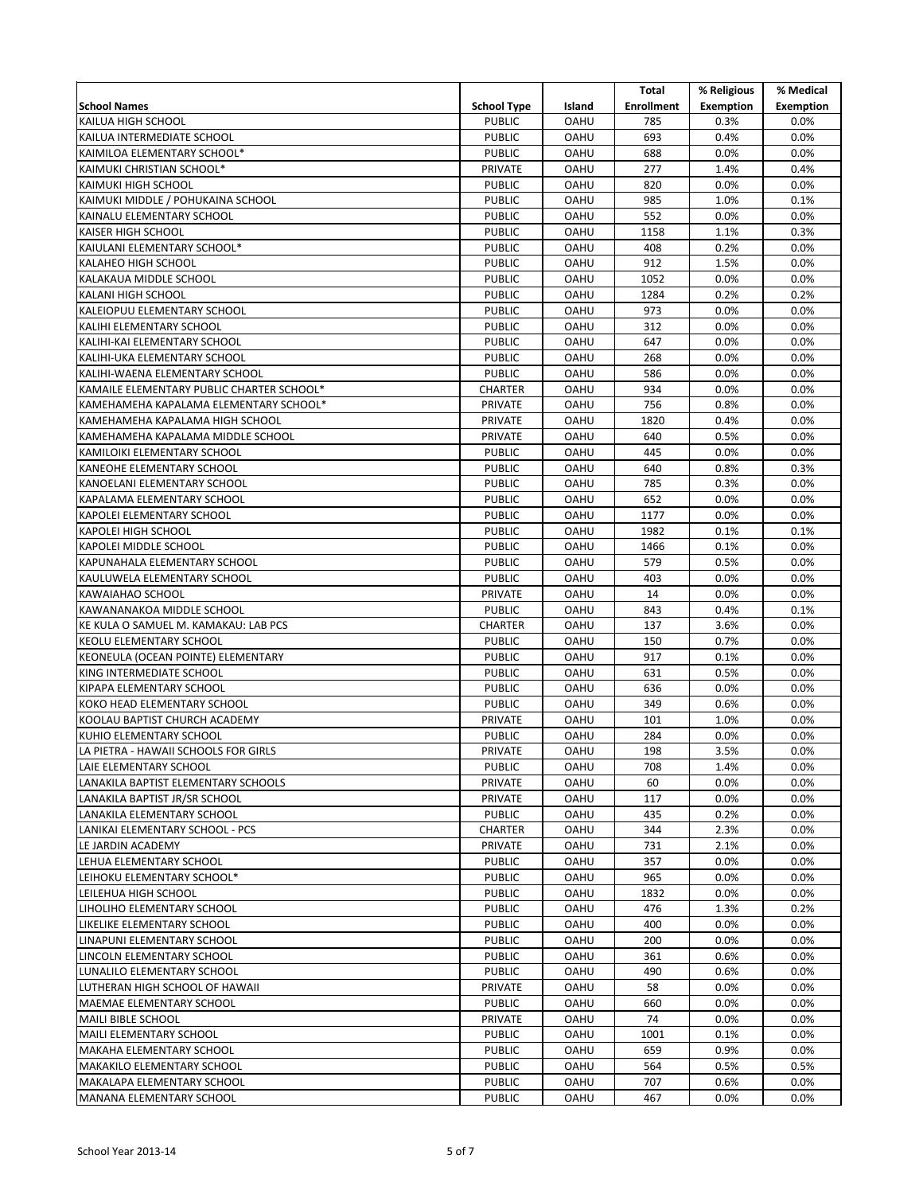| School Names | School Type | Island | Total Enrollment | % Religious Exemption | % Medical Exemption |
|---|---|---|---|---|---|
| KAILUA HIGH SCHOOL | PUBLIC | OAHU | 785 | 0.3% | 0.0% |
| KAILUA INTERMEDIATE SCHOOL | PUBLIC | OAHU | 693 | 0.4% | 0.0% |
| KAIMILOA ELEMENTARY SCHOOL* | PUBLIC | OAHU | 688 | 0.0% | 0.0% |
| KAIMUKI CHRISTIAN SCHOOL* | PRIVATE | OAHU | 277 | 1.4% | 0.4% |
| KAIMUKI HIGH SCHOOL | PUBLIC | OAHU | 820 | 0.0% | 0.0% |
| KAIMUKI MIDDLE / POHUKAINA SCHOOL | PUBLIC | OAHU | 985 | 1.0% | 0.1% |
| KAINALU ELEMENTARY SCHOOL | PUBLIC | OAHU | 552 | 0.0% | 0.0% |
| KAISER HIGH SCHOOL | PUBLIC | OAHU | 1158 | 1.1% | 0.3% |
| KAIULANI ELEMENTARY SCHOOL* | PUBLIC | OAHU | 408 | 0.2% | 0.0% |
| KALAHEO HIGH SCHOOL | PUBLIC | OAHU | 912 | 1.5% | 0.0% |
| KALAKAUA MIDDLE SCHOOL | PUBLIC | OAHU | 1052 | 0.0% | 0.0% |
| KALANI HIGH SCHOOL | PUBLIC | OAHU | 1284 | 0.2% | 0.2% |
| KALEIOPUU ELEMENTARY SCHOOL | PUBLIC | OAHU | 973 | 0.0% | 0.0% |
| KALIHI ELEMENTARY SCHOOL | PUBLIC | OAHU | 312 | 0.0% | 0.0% |
| KALIHI-KAI ELEMENTARY SCHOOL | PUBLIC | OAHU | 647 | 0.0% | 0.0% |
| KALIHI-UKA ELEMENTARY SCHOOL | PUBLIC | OAHU | 268 | 0.0% | 0.0% |
| KALIHI-WAENA ELEMENTARY SCHOOL | PUBLIC | OAHU | 586 | 0.0% | 0.0% |
| KAMAILE ELEMENTARY PUBLIC CHARTER SCHOOL* | CHARTER | OAHU | 934 | 0.0% | 0.0% |
| KAMEHAMEHA KAPALAMA ELEMENTARY SCHOOL* | PRIVATE | OAHU | 756 | 0.8% | 0.0% |
| KAMEHAMEHA KAPALAMA HIGH SCHOOL | PRIVATE | OAHU | 1820 | 0.4% | 0.0% |
| KAMEHAMEHA KAPALAMA MIDDLE SCHOOL | PRIVATE | OAHU | 640 | 0.5% | 0.0% |
| KAMILOIKI ELEMENTARY SCHOOL | PUBLIC | OAHU | 445 | 0.0% | 0.0% |
| KANEOHE ELEMENTARY SCHOOL | PUBLIC | OAHU | 640 | 0.8% | 0.3% |
| KANOELANI ELEMENTARY SCHOOL | PUBLIC | OAHU | 785 | 0.3% | 0.0% |
| KAPALAMA ELEMENTARY SCHOOL | PUBLIC | OAHU | 652 | 0.0% | 0.0% |
| KAPOLEI ELEMENTARY SCHOOL | PUBLIC | OAHU | 1177 | 0.0% | 0.0% |
| KAPOLEI HIGH SCHOOL | PUBLIC | OAHU | 1982 | 0.1% | 0.1% |
| KAPOLEI MIDDLE SCHOOL | PUBLIC | OAHU | 1466 | 0.1% | 0.0% |
| KAPUNAHALA ELEMENTARY SCHOOL | PUBLIC | OAHU | 579 | 0.5% | 0.0% |
| KAULUWELA ELEMENTARY SCHOOL | PUBLIC | OAHU | 403 | 0.0% | 0.0% |
| KAWAIAHAO SCHOOL | PRIVATE | OAHU | 14 | 0.0% | 0.0% |
| KAWANANAKOA MIDDLE SCHOOL | PUBLIC | OAHU | 843 | 0.4% | 0.1% |
| KE KULA O SAMUEL M. KAMAKAU: LAB PCS | CHARTER | OAHU | 137 | 3.6% | 0.0% |
| KEOLU ELEMENTARY SCHOOL | PUBLIC | OAHU | 150 | 0.7% | 0.0% |
| KEONEULA (OCEAN POINTE) ELEMENTARY | PUBLIC | OAHU | 917 | 0.1% | 0.0% |
| KING INTERMEDIATE SCHOOL | PUBLIC | OAHU | 631 | 0.5% | 0.0% |
| KIPAPA ELEMENTARY SCHOOL | PUBLIC | OAHU | 636 | 0.0% | 0.0% |
| KOKO HEAD ELEMENTARY SCHOOL | PUBLIC | OAHU | 349 | 0.6% | 0.0% |
| KOOLAU BAPTIST CHURCH ACADEMY | PRIVATE | OAHU | 101 | 1.0% | 0.0% |
| KUHIO ELEMENTARY SCHOOL | PUBLIC | OAHU | 284 | 0.0% | 0.0% |
| LA PIETRA - HAWAII SCHOOLS FOR GIRLS | PRIVATE | OAHU | 198 | 3.5% | 0.0% |
| LAIE ELEMENTARY SCHOOL | PUBLIC | OAHU | 708 | 1.4% | 0.0% |
| LANAKILA BAPTIST ELEMENTARY SCHOOLS | PRIVATE | OAHU | 60 | 0.0% | 0.0% |
| LANAKILA BAPTIST JR/SR SCHOOL | PRIVATE | OAHU | 117 | 0.0% | 0.0% |
| LANAKILA ELEMENTARY SCHOOL | PUBLIC | OAHU | 435 | 0.2% | 0.0% |
| LANIKAI ELEMENTARY SCHOOL - PCS | CHARTER | OAHU | 344 | 2.3% | 0.0% |
| LE JARDIN ACADEMY | PRIVATE | OAHU | 731 | 2.1% | 0.0% |
| LEHUA ELEMENTARY SCHOOL | PUBLIC | OAHU | 357 | 0.0% | 0.0% |
| LEIHOKU ELEMENTARY SCHOOL* | PUBLIC | OAHU | 965 | 0.0% | 0.0% |
| LEILEHUA HIGH SCHOOL | PUBLIC | OAHU | 1832 | 0.0% | 0.0% |
| LIHOLIHO ELEMENTARY SCHOOL | PUBLIC | OAHU | 476 | 1.3% | 0.2% |
| LIKELIKE ELEMENTARY SCHOOL | PUBLIC | OAHU | 400 | 0.0% | 0.0% |
| LINAPUNI ELEMENTARY SCHOOL | PUBLIC | OAHU | 200 | 0.0% | 0.0% |
| LINCOLN ELEMENTARY SCHOOL | PUBLIC | OAHU | 361 | 0.6% | 0.0% |
| LUNALILO ELEMENTARY SCHOOL | PUBLIC | OAHU | 490 | 0.6% | 0.0% |
| LUTHERAN HIGH SCHOOL OF HAWAII | PRIVATE | OAHU | 58 | 0.0% | 0.0% |
| MAEMAE ELEMENTARY SCHOOL | PUBLIC | OAHU | 660 | 0.0% | 0.0% |
| MAILI BIBLE SCHOOL | PRIVATE | OAHU | 74 | 0.0% | 0.0% |
| MAILI ELEMENTARY SCHOOL | PUBLIC | OAHU | 1001 | 0.1% | 0.0% |
| MAKAHA ELEMENTARY SCHOOL | PUBLIC | OAHU | 659 | 0.9% | 0.0% |
| MAKAKILO ELEMENTARY SCHOOL | PUBLIC | OAHU | 564 | 0.5% | 0.5% |
| MAKALAPA ELEMENTARY SCHOOL | PUBLIC | OAHU | 707 | 0.6% | 0.0% |
| MANANA ELEMENTARY SCHOOL | PUBLIC | OAHU | 467 | 0.0% | 0.0% |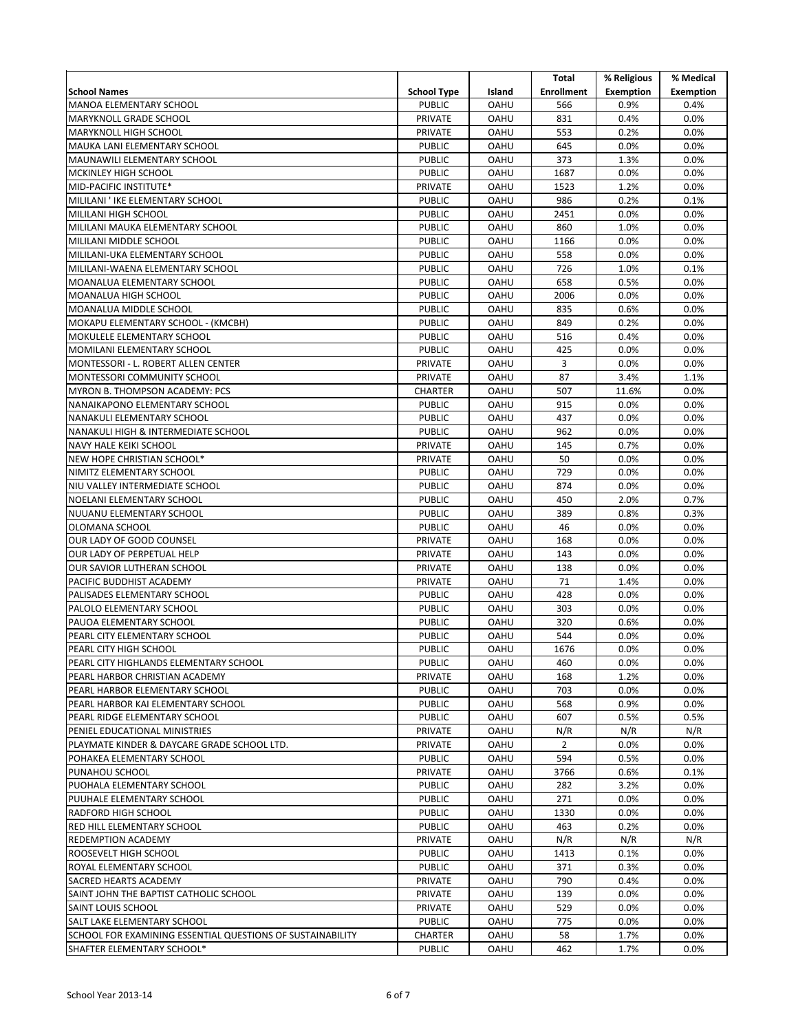| School Names | School Type | Island | Total Enrollment | % Religious Exemption | % Medical Exemption |
|---|---|---|---|---|---|
| MANOA ELEMENTARY SCHOOL | PUBLIC | OAHU | 566 | 0.9% | 0.4% |
| MARYKNOLL GRADE SCHOOL | PRIVATE | OAHU | 831 | 0.4% | 0.0% |
| MARYKNOLL HIGH SCHOOL | PRIVATE | OAHU | 553 | 0.2% | 0.0% |
| MAUKA LANI ELEMENTARY SCHOOL | PUBLIC | OAHU | 645 | 0.0% | 0.0% |
| MAUNAWILI ELEMENTARY SCHOOL | PUBLIC | OAHU | 373 | 1.3% | 0.0% |
| MCKINLEY HIGH SCHOOL | PUBLIC | OAHU | 1687 | 0.0% | 0.0% |
| MID-PACIFIC INSTITUTE* | PRIVATE | OAHU | 1523 | 1.2% | 0.0% |
| MILILANI ' IKE ELEMENTARY SCHOOL | PUBLIC | OAHU | 986 | 0.2% | 0.1% |
| MILILANI HIGH SCHOOL | PUBLIC | OAHU | 2451 | 0.0% | 0.0% |
| MILILANI MAUKA ELEMENTARY SCHOOL | PUBLIC | OAHU | 860 | 1.0% | 0.0% |
| MILILANI MIDDLE SCHOOL | PUBLIC | OAHU | 1166 | 0.0% | 0.0% |
| MILILANI-UKA ELEMENTARY SCHOOL | PUBLIC | OAHU | 558 | 0.0% | 0.0% |
| MILILANI-WAENA ELEMENTARY SCHOOL | PUBLIC | OAHU | 726 | 1.0% | 0.1% |
| MOANALUA ELEMENTARY SCHOOL | PUBLIC | OAHU | 658 | 0.5% | 0.0% |
| MOANALUA HIGH SCHOOL | PUBLIC | OAHU | 2006 | 0.0% | 0.0% |
| MOANALUA MIDDLE SCHOOL | PUBLIC | OAHU | 835 | 0.6% | 0.0% |
| MOKAPU ELEMENTARY SCHOOL - (KMCBH) | PUBLIC | OAHU | 849 | 0.2% | 0.0% |
| MOKULELE ELEMENTARY SCHOOL | PUBLIC | OAHU | 516 | 0.4% | 0.0% |
| MOMILANI ELEMENTARY SCHOOL | PUBLIC | OAHU | 425 | 0.0% | 0.0% |
| MONTESSORI - L. ROBERT ALLEN CENTER | PRIVATE | OAHU | 3 | 0.0% | 0.0% |
| MONTESSORI COMMUNITY SCHOOL | PRIVATE | OAHU | 87 | 3.4% | 1.1% |
| MYRON B. THOMPSON ACADEMY: PCS | CHARTER | OAHU | 507 | 11.6% | 0.0% |
| NANAIKAPONO ELEMENTARY SCHOOL | PUBLIC | OAHU | 915 | 0.0% | 0.0% |
| NANAKULI ELEMENTARY SCHOOL | PUBLIC | OAHU | 437 | 0.0% | 0.0% |
| NANAKULI HIGH & INTERMEDIATE SCHOOL | PUBLIC | OAHU | 962 | 0.0% | 0.0% |
| NAVY HALE KEIKI SCHOOL | PRIVATE | OAHU | 145 | 0.7% | 0.0% |
| NEW HOPE CHRISTIAN SCHOOL* | PRIVATE | OAHU | 50 | 0.0% | 0.0% |
| NIMITZ ELEMENTARY SCHOOL | PUBLIC | OAHU | 729 | 0.0% | 0.0% |
| NIU VALLEY INTERMEDIATE SCHOOL | PUBLIC | OAHU | 874 | 0.0% | 0.0% |
| NOELANI ELEMENTARY SCHOOL | PUBLIC | OAHU | 450 | 2.0% | 0.7% |
| NUUANU ELEMENTARY SCHOOL | PUBLIC | OAHU | 389 | 0.8% | 0.3% |
| OLOMANA SCHOOL | PUBLIC | OAHU | 46 | 0.0% | 0.0% |
| OUR LADY OF GOOD COUNSEL | PRIVATE | OAHU | 168 | 0.0% | 0.0% |
| OUR LADY OF PERPETUAL HELP | PRIVATE | OAHU | 143 | 0.0% | 0.0% |
| OUR SAVIOR LUTHERAN SCHOOL | PRIVATE | OAHU | 138 | 0.0% | 0.0% |
| PACIFIC BUDDHIST ACADEMY | PRIVATE | OAHU | 71 | 1.4% | 0.0% |
| PALISADES ELEMENTARY SCHOOL | PUBLIC | OAHU | 428 | 0.0% | 0.0% |
| PALOLO ELEMENTARY SCHOOL | PUBLIC | OAHU | 303 | 0.0% | 0.0% |
| PAUOA ELEMENTARY SCHOOL | PUBLIC | OAHU | 320 | 0.6% | 0.0% |
| PEARL CITY ELEMENTARY SCHOOL | PUBLIC | OAHU | 544 | 0.0% | 0.0% |
| PEARL CITY HIGH SCHOOL | PUBLIC | OAHU | 1676 | 0.0% | 0.0% |
| PEARL CITY HIGHLANDS ELEMENTARY SCHOOL | PUBLIC | OAHU | 460 | 0.0% | 0.0% |
| PEARL HARBOR CHRISTIAN ACADEMY | PRIVATE | OAHU | 168 | 1.2% | 0.0% |
| PEARL HARBOR ELEMENTARY SCHOOL | PUBLIC | OAHU | 703 | 0.0% | 0.0% |
| PEARL HARBOR KAI ELEMENTARY SCHOOL | PUBLIC | OAHU | 568 | 0.9% | 0.0% |
| PEARL RIDGE ELEMENTARY SCHOOL | PUBLIC | OAHU | 607 | 0.5% | 0.5% |
| PENIEL EDUCATIONAL MINISTRIES | PRIVATE | OAHU | N/R | N/R | N/R |
| PLAYMATE KINDER & DAYCARE GRADE SCHOOL LTD. | PRIVATE | OAHU | 2 | 0.0% | 0.0% |
| POHAKEA ELEMENTARY SCHOOL | PUBLIC | OAHU | 594 | 0.5% | 0.0% |
| PUNAHOU SCHOOL | PRIVATE | OAHU | 3766 | 0.6% | 0.1% |
| PUOHALA ELEMENTARY SCHOOL | PUBLIC | OAHU | 282 | 3.2% | 0.0% |
| PUUHALE ELEMENTARY SCHOOL | PUBLIC | OAHU | 271 | 0.0% | 0.0% |
| RADFORD HIGH SCHOOL | PUBLIC | OAHU | 1330 | 0.0% | 0.0% |
| RED HILL ELEMENTARY SCHOOL | PUBLIC | OAHU | 463 | 0.2% | 0.0% |
| REDEMPTION ACADEMY | PRIVATE | OAHU | N/R | N/R | N/R |
| ROOSEVELT HIGH SCHOOL | PUBLIC | OAHU | 1413 | 0.1% | 0.0% |
| ROYAL ELEMENTARY SCHOOL | PUBLIC | OAHU | 371 | 0.3% | 0.0% |
| SACRED HEARTS ACADEMY | PRIVATE | OAHU | 790 | 0.4% | 0.0% |
| SAINT JOHN THE BAPTIST CATHOLIC SCHOOL | PRIVATE | OAHU | 139 | 0.0% | 0.0% |
| SAINT LOUIS SCHOOL | PRIVATE | OAHU | 529 | 0.0% | 0.0% |
| SALT LAKE ELEMENTARY SCHOOL | PUBLIC | OAHU | 775 | 0.0% | 0.0% |
| SCHOOL FOR EXAMINING ESSENTIAL QUESTIONS OF SUSTAINABILITY | CHARTER | OAHU | 58 | 1.7% | 0.0% |
| SHAFTER ELEMENTARY SCHOOL* | PUBLIC | OAHU | 462 | 1.7% | 0.0% |

School Year 2013-14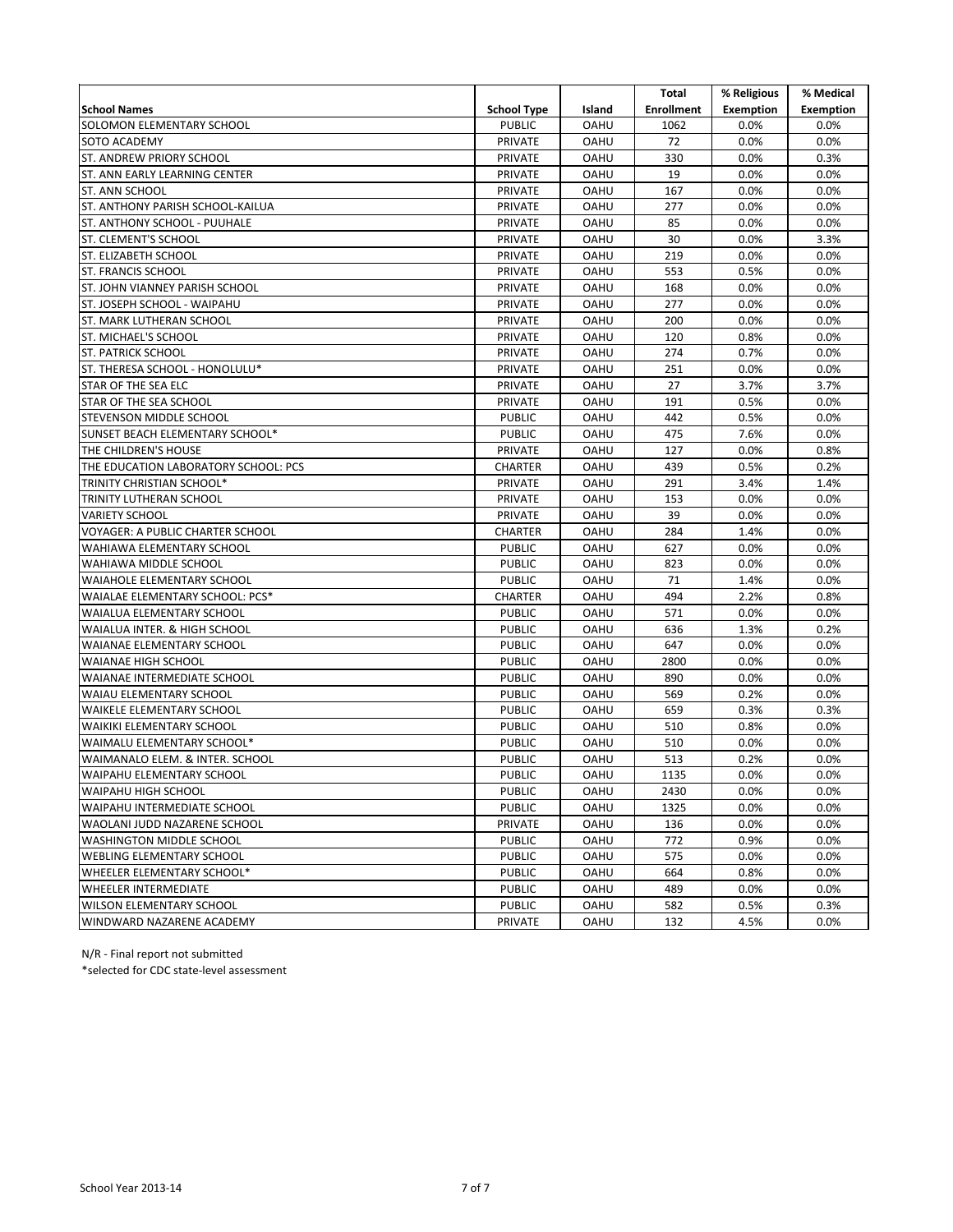| School Names | School Type | Island | Total Enrollment | % Religious Exemption | % Medical Exemption |
|---|---|---|---|---|---|
| SOLOMON ELEMENTARY SCHOOL | PUBLIC | OAHU | 1062 | 0.0% | 0.0% |
| SOTO ACADEMY | PRIVATE | OAHU | 72 | 0.0% | 0.0% |
| ST. ANDREW PRIORY SCHOOL | PRIVATE | OAHU | 330 | 0.0% | 0.3% |
| ST. ANN EARLY LEARNING CENTER | PRIVATE | OAHU | 19 | 0.0% | 0.0% |
| ST. ANN SCHOOL | PRIVATE | OAHU | 167 | 0.0% | 0.0% |
| ST. ANTHONY PARISH SCHOOL-KAILUA | PRIVATE | OAHU | 277 | 0.0% | 0.0% |
| ST. ANTHONY SCHOOL - PUUHALE | PRIVATE | OAHU | 85 | 0.0% | 0.0% |
| ST. CLEMENT'S SCHOOL | PRIVATE | OAHU | 30 | 0.0% | 3.3% |
| ST. ELIZABETH SCHOOL | PRIVATE | OAHU | 219 | 0.0% | 0.0% |
| ST. FRANCIS SCHOOL | PRIVATE | OAHU | 553 | 0.5% | 0.0% |
| ST. JOHN VIANNEY PARISH SCHOOL | PRIVATE | OAHU | 168 | 0.0% | 0.0% |
| ST. JOSEPH SCHOOL - WAIPAHU | PRIVATE | OAHU | 277 | 0.0% | 0.0% |
| ST. MARK LUTHERAN SCHOOL | PRIVATE | OAHU | 200 | 0.0% | 0.0% |
| ST. MICHAEL'S SCHOOL | PRIVATE | OAHU | 120 | 0.8% | 0.0% |
| ST. PATRICK SCHOOL | PRIVATE | OAHU | 274 | 0.7% | 0.0% |
| ST. THERESA SCHOOL - HONOLULU* | PRIVATE | OAHU | 251 | 0.0% | 0.0% |
| STAR OF THE SEA ELC | PRIVATE | OAHU | 27 | 3.7% | 3.7% |
| STAR OF THE SEA SCHOOL | PRIVATE | OAHU | 191 | 0.5% | 0.0% |
| STEVENSON MIDDLE SCHOOL | PUBLIC | OAHU | 442 | 0.5% | 0.0% |
| SUNSET BEACH ELEMENTARY SCHOOL* | PUBLIC | OAHU | 475 | 7.6% | 0.0% |
| THE CHILDREN'S HOUSE | PRIVATE | OAHU | 127 | 0.0% | 0.8% |
| THE EDUCATION LABORATORY SCHOOL: PCS | CHARTER | OAHU | 439 | 0.5% | 0.2% |
| TRINITY CHRISTIAN SCHOOL* | PRIVATE | OAHU | 291 | 3.4% | 1.4% |
| TRINITY LUTHERAN SCHOOL | PRIVATE | OAHU | 153 | 0.0% | 0.0% |
| VARIETY SCHOOL | PRIVATE | OAHU | 39 | 0.0% | 0.0% |
| VOYAGER: A PUBLIC CHARTER SCHOOL | CHARTER | OAHU | 284 | 1.4% | 0.0% |
| WAHIAWA ELEMENTARY SCHOOL | PUBLIC | OAHU | 627 | 0.0% | 0.0% |
| WAHIAWA MIDDLE SCHOOL | PUBLIC | OAHU | 823 | 0.0% | 0.0% |
| WAIAHOLE ELEMENTARY SCHOOL | PUBLIC | OAHU | 71 | 1.4% | 0.0% |
| WAIALAE ELEMENTARY SCHOOL: PCS* | CHARTER | OAHU | 494 | 2.2% | 0.8% |
| WAIALUA ELEMENTARY SCHOOL | PUBLIC | OAHU | 571 | 0.0% | 0.0% |
| WAIALUA INTER. & HIGH SCHOOL | PUBLIC | OAHU | 636 | 1.3% | 0.2% |
| WAIANAE ELEMENTARY SCHOOL | PUBLIC | OAHU | 647 | 0.0% | 0.0% |
| WAIANAE HIGH SCHOOL | PUBLIC | OAHU | 2800 | 0.0% | 0.0% |
| WAIANAE INTERMEDIATE SCHOOL | PUBLIC | OAHU | 890 | 0.0% | 0.0% |
| WAIAU ELEMENTARY SCHOOL | PUBLIC | OAHU | 569 | 0.2% | 0.0% |
| WAIKELE ELEMENTARY SCHOOL | PUBLIC | OAHU | 659 | 0.3% | 0.3% |
| WAIKIKI ELEMENTARY SCHOOL | PUBLIC | OAHU | 510 | 0.8% | 0.0% |
| WAIMALU ELEMENTARY SCHOOL* | PUBLIC | OAHU | 510 | 0.0% | 0.0% |
| WAIMANALO ELEM. & INTER. SCHOOL | PUBLIC | OAHU | 513 | 0.2% | 0.0% |
| WAIPAHU ELEMENTARY SCHOOL | PUBLIC | OAHU | 1135 | 0.0% | 0.0% |
| WAIPAHU HIGH SCHOOL | PUBLIC | OAHU | 2430 | 0.0% | 0.0% |
| WAIPAHU INTERMEDIATE SCHOOL | PUBLIC | OAHU | 1325 | 0.0% | 0.0% |
| WAOLANI JUDD NAZARENE SCHOOL | PRIVATE | OAHU | 136 | 0.0% | 0.0% |
| WASHINGTON MIDDLE SCHOOL | PUBLIC | OAHU | 772 | 0.9% | 0.0% |
| WEBLING ELEMENTARY SCHOOL | PUBLIC | OAHU | 575 | 0.0% | 0.0% |
| WHEELER ELEMENTARY SCHOOL* | PUBLIC | OAHU | 664 | 0.8% | 0.0% |
| WHEELER INTERMEDIATE | PUBLIC | OAHU | 489 | 0.0% | 0.0% |
| WILSON ELEMENTARY SCHOOL | PUBLIC | OAHU | 582 | 0.5% | 0.3% |
| WINDWARD NAZARENE ACADEMY | PRIVATE | OAHU | 132 | 4.5% | 0.0% |

N/R - Final report not submitted

*selected for CDC state-level assessment

School Year 2013-14